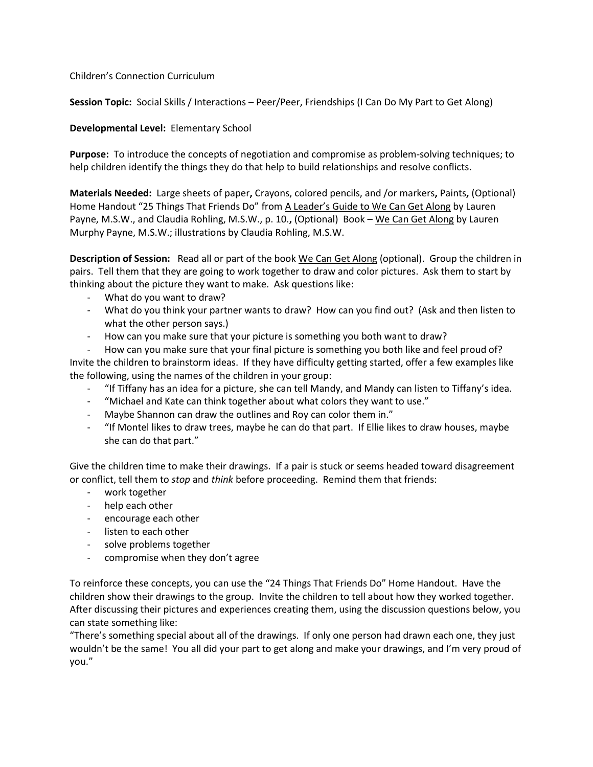Children's Connection Curriculum

**Session Topic:** Social Skills / Interactions – Peer/Peer, Friendships (I Can Do My Part to Get Along)

**Developmental Level:** Elementary School

**Purpose:** To introduce the concepts of negotiation and compromise as problem-solving techniques; to help children identify the things they do that help to build relationships and resolve conflicts.

**Materials Needed:** Large sheets of paper**,** Crayons, colored pencils, and /or markers**,** Paints**,** (Optional) Home Handout "25 Things That Friends Do" from A Leader's Guide to We Can Get Along by Lauren Payne, M.S.W., and Claudia Rohling, M.S.W., p. 10.**,** (Optional) Book – We Can Get Along by Lauren Murphy Payne, M.S.W.; illustrations by Claudia Rohling, M.S.W.

**Description of Session:** Read all or part of the book We Can Get Along (optional). Group the children in pairs. Tell them that they are going to work together to draw and color pictures. Ask them to start by thinking about the picture they want to make. Ask questions like:

- What do you want to draw?
- What do you think your partner wants to draw? How can you find out? (Ask and then listen to what the other person says.)
- How can you make sure that your picture is something you both want to draw?
- How can you make sure that your final picture is something you both like and feel proud of?

Invite the children to brainstorm ideas. If they have difficulty getting started, offer a few examples like the following, using the names of the children in your group:

- "If Tiffany has an idea for a picture, she can tell Mandy, and Mandy can listen to Tiffany's idea.
- "Michael and Kate can think together about what colors they want to use."
- Maybe Shannon can draw the outlines and Roy can color them in."
- "If Montel likes to draw trees, maybe he can do that part. If Ellie likes to draw houses, maybe she can do that part."

Give the children time to make their drawings. If a pair is stuck or seems headed toward disagreement or conflict, tell them to *stop* and *think* before proceeding. Remind them that friends:

- work together
- help each other
- encourage each other
- listen to each other
- solve problems together
- compromise when they don't agree

To reinforce these concepts, you can use the "24 Things That Friends Do" Home Handout. Have the children show their drawings to the group. Invite the children to tell about how they worked together. After discussing their pictures and experiences creating them, using the discussion questions below, you can state something like:

"There's something special about all of the drawings. If only one person had drawn each one, they just wouldn't be the same! You all did your part to get along and make your drawings, and I'm very proud of you."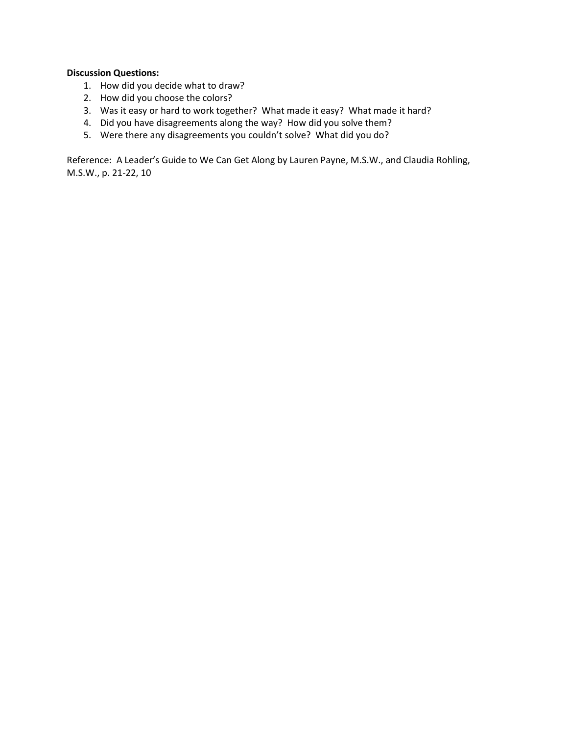**Discussion Questions:**

1. How did you decide what to draw?
2. How did you choose the colors?
3. Was it easy or hard to work together? What made it easy? What made it hard?
4. Did you have disagreements along the way? How did you solve them?
5. Were there any disagreements you couldn't solve? What did you do?

Reference: A Leader's Guide to We Can Get Along by Lauren Payne, M.S.W., and Claudia Rohling, M.S.W., p. 21-22, 10